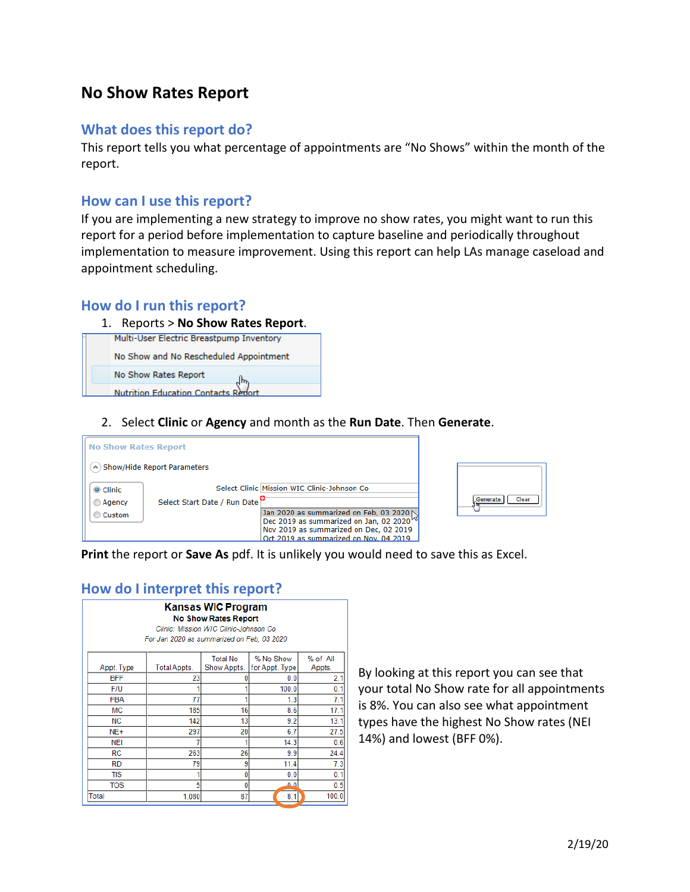# No Show Rates Report

## What does this report do?

This report tells you what percentage of appointments are "No Shows" within the month of the report.

## How can I use this report?

If you are implementing a new strategy to improve no show rates, you might want to run this report for a period before implementation to capture baseline and periodically throughout implementation to measure improvement. Using this report can help LAs manage caseload and appointment scheduling.

## How do I run this report?

1. Reports > **No Show Rates Report**.

   Multi-User Electric Breastpump Inventory
   No Show and No Rescheduled Appointment
   No Show Rates Report
   Nutrition Education Contacts Report

2. Select **Clinic** or **Agency** and month as the **Run Date**. Then **Generate**.

   No Show Rates Report
   Show/Hide Report Parameters
   Clinic / Agency / Custom
   Select Clinic: Mission WIC Clinic-Johnson Co
   Select Start Date / Run Date:
   Jan 2020 as summarized on Feb, 03 2020
   Dec 2019 as summarized on Jan, 02 2020
   Nov 2019 as summarized on Dec, 02 2019
   Oct 2019 as summarized on Nov, 04 2019

   Generate | Clear

**Print** the report or **Save As** pdf. It is unlikely you would need to save this as Excel.

## How do I interpret this report?

**Kansas WIC Program**
**No Show Rates Report**
*Clinic: Mission WIC Clinic-Johnson Co*
*For Jan 2020 as summarized on Feb, 03 2020*

| Appt. Type | Total Appts. | Total No Show Appts. | % No Show for Appt. Type | % of All Appts. |
|---|---|---|---|---|
| BFF | 23 | 0 | 0.0 | 2.1 |
| F/U | 1 | 1 | 100.0 | 0.1 |
| FBA | 77 | 1 | 1.3 | 7.1 |
| MC | 185 | 16 | 8.6 | 17.1 |
| NC | 142 | 13 | 9.2 | 13.1 |
| NE+ | 297 | 20 | 6.7 | 27.5 |
| NEI | 7 | 1 | 14.3 | 0.6 |
| RC | 263 | 26 | 9.9 | 24.4 |
| RD | 79 | 9 | 11.4 | 7.3 |
| TIS | 1 | 0 | 0.0 | 0.1 |
| TOS | 5 | 0 | 0.0 | 0.5 |
| Total | 1,080 | 87 | 8.1 | 100.0 |

By looking at this report you can see that your total No Show rate for all appointments is 8%. You can also see what appointment types have the highest No Show rates (NEI 14%) and lowest (BFF 0%).

2/19/20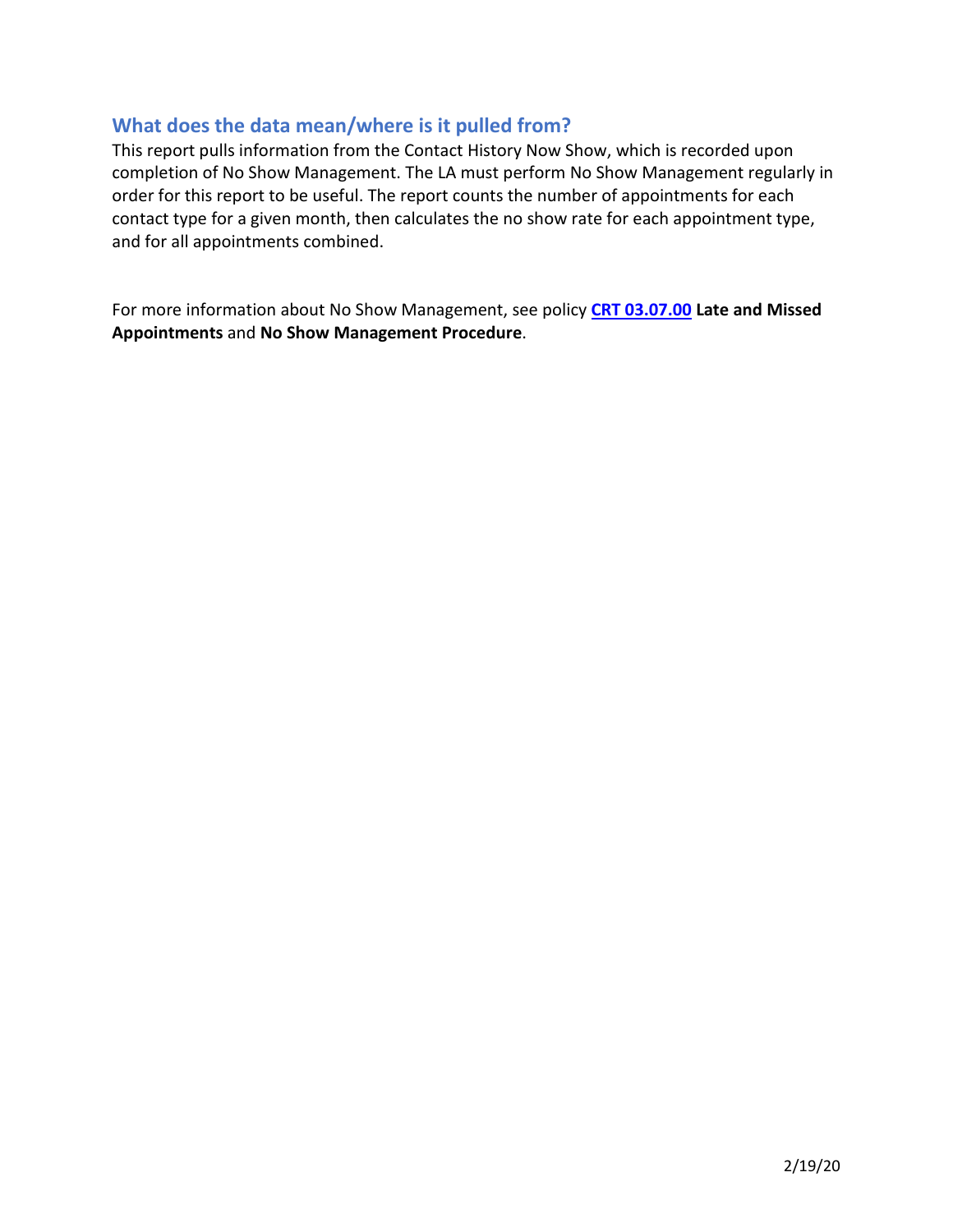## What does the data mean/where is it pulled from?

This report pulls information from the Contact History Now Show, which is recorded upon completion of No Show Management. The LA must perform No Show Management regularly in order for this report to be useful. The report counts the number of appointments for each contact type for a given month, then calculates the no show rate for each appointment type, and for all appointments combined.

For more information about No Show Management, see policy **CRT 03.07.00** **Late and Missed Appointments** and **No Show Management Procedure**.

2/19/20